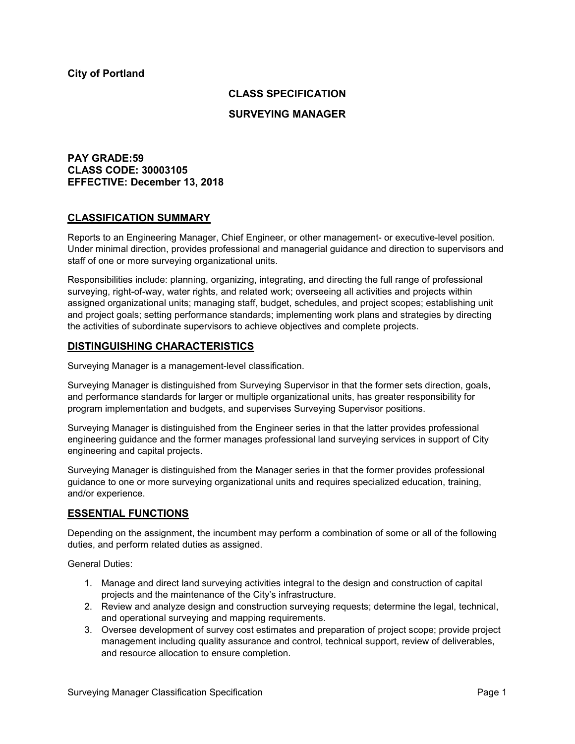**City of Portland**

## CLASS SPECIFICATION

## SURVEYING MANAGER

**PAY GRADE:59**
**CLASS CODE: 30003105**
**EFFECTIVE: December 13, 2018**

## CLASSIFICATION SUMMARY

Reports to an Engineering Manager, Chief Engineer, or other management- or executive-level position. Under minimal direction, provides professional and managerial guidance and direction to supervisors and staff of one or more surveying organizational units.

Responsibilities include: planning, organizing, integrating, and directing the full range of professional surveying, right-of-way, water rights, and related work; overseeing all activities and projects within assigned organizational units; managing staff, budget, schedules, and project scopes; establishing unit and project goals; setting performance standards; implementing work plans and strategies by directing the activities of subordinate supervisors to achieve objectives and complete projects.

## DISTINGUISHING CHARACTERISTICS

Surveying Manager is a management-level classification.

Surveying Manager is distinguished from Surveying Supervisor in that the former sets direction, goals, and performance standards for larger or multiple organizational units, has greater responsibility for program implementation and budgets, and supervises Surveying Supervisor positions.

Surveying Manager is distinguished from the Engineer series in that the latter provides professional engineering guidance and the former manages professional land surveying services in support of City engineering and capital projects.

Surveying Manager is distinguished from the Manager series in that the former provides professional guidance to one or more surveying organizational units and requires specialized education, training, and/or experience.

## ESSENTIAL FUNCTIONS

Depending on the assignment, the incumbent may perform a combination of some or all of the following duties, and perform related duties as assigned.

General Duties:

1. Manage and direct land surveying activities integral to the design and construction of capital projects and the maintenance of the City's infrastructure.
2. Review and analyze design and construction surveying requests; determine the legal, technical, and operational surveying and mapping requirements.
3. Oversee development of survey cost estimates and preparation of project scope; provide project management including quality assurance and control, technical support, review of deliverables, and resource allocation to ensure completion.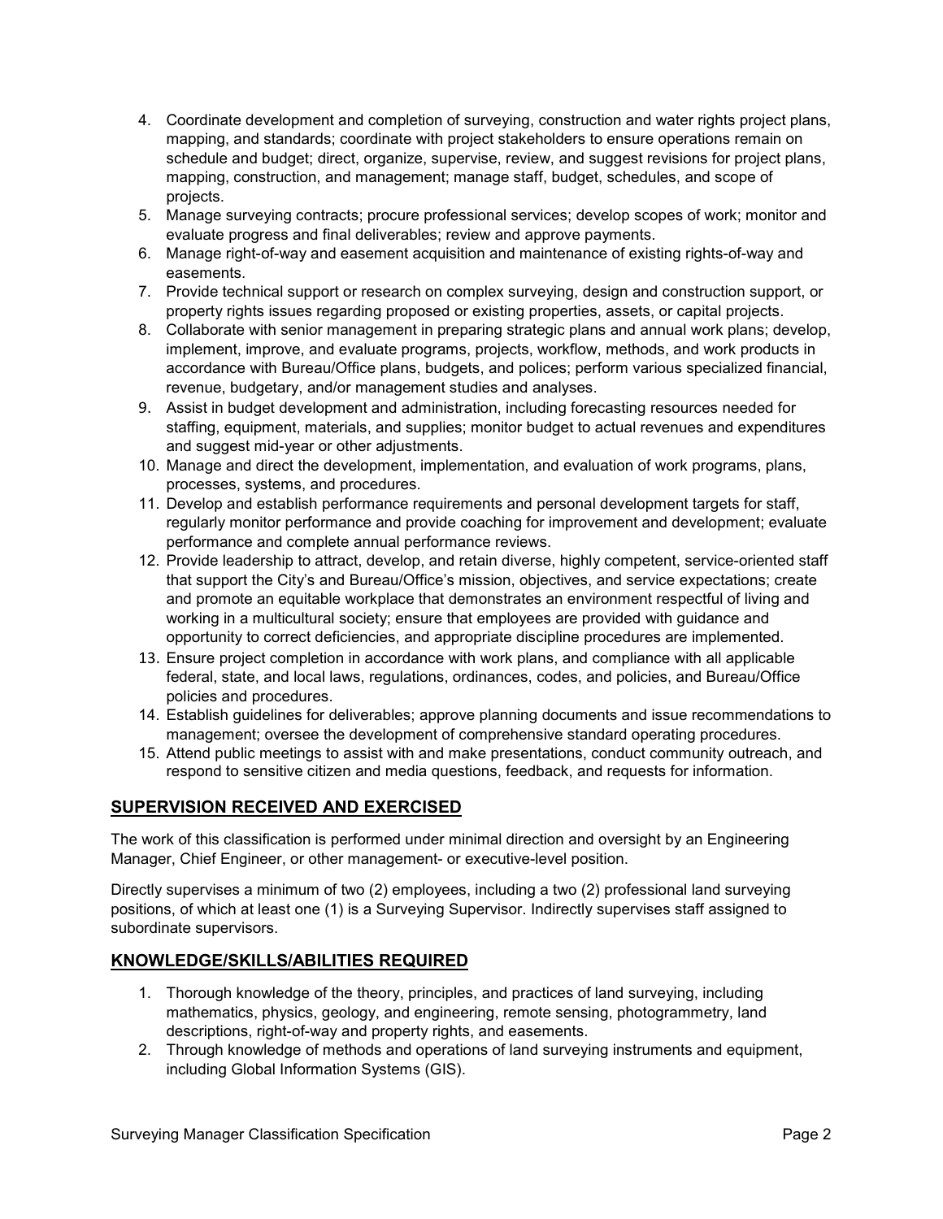4. Coordinate development and completion of surveying, construction and water rights project plans, mapping, and standards; coordinate with project stakeholders to ensure operations remain on schedule and budget; direct, organize, supervise, review, and suggest revisions for project plans, mapping, construction, and management; manage staff, budget, schedules, and scope of projects.
5. Manage surveying contracts; procure professional services; develop scopes of work; monitor and evaluate progress and final deliverables; review and approve payments.
6. Manage right-of-way and easement acquisition and maintenance of existing rights-of-way and easements.
7. Provide technical support or research on complex surveying, design and construction support, or property rights issues regarding proposed or existing properties, assets, or capital projects.
8. Collaborate with senior management in preparing strategic plans and annual work plans; develop, implement, improve, and evaluate programs, projects, workflow, methods, and work products in accordance with Bureau/Office plans, budgets, and polices; perform various specialized financial, revenue, budgetary, and/or management studies and analyses.
9. Assist in budget development and administration, including forecasting resources needed for staffing, equipment, materials, and supplies; monitor budget to actual revenues and expenditures and suggest mid-year or other adjustments.
10. Manage and direct the development, implementation, and evaluation of work programs, plans, processes, systems, and procedures.
11. Develop and establish performance requirements and personal development targets for staff, regularly monitor performance and provide coaching for improvement and development; evaluate performance and complete annual performance reviews.
12. Provide leadership to attract, develop, and retain diverse, highly competent, service-oriented staff that support the City's and Bureau/Office's mission, objectives, and service expectations; create and promote an equitable workplace that demonstrates an environment respectful of living and working in a multicultural society; ensure that employees are provided with guidance and opportunity to correct deficiencies, and appropriate discipline procedures are implemented.
13. Ensure project completion in accordance with work plans, and compliance with all applicable federal, state, and local laws, regulations, ordinances, codes, and policies, and Bureau/Office policies and procedures.
14. Establish guidelines for deliverables; approve planning documents and issue recommendations to management; oversee the development of comprehensive standard operating procedures.
15. Attend public meetings to assist with and make presentations, conduct community outreach, and respond to sensitive citizen and media questions, feedback, and requests for information.

## SUPERVISION RECEIVED AND EXERCISED

The work of this classification is performed under minimal direction and oversight by an Engineering Manager, Chief Engineer, or other management- or executive-level position.

Directly supervises a minimum of two (2) employees, including a two (2) professional land surveying positions, of which at least one (1) is a Surveying Supervisor. Indirectly supervises staff assigned to subordinate supervisors.

## KNOWLEDGE/SKILLS/ABILITIES REQUIRED

1. Thorough knowledge of the theory, principles, and practices of land surveying, including mathematics, physics, geology, and engineering, remote sensing, photogrammetry, land descriptions, right-of-way and property rights, and easements.
2. Through knowledge of methods and operations of land surveying instruments and equipment, including Global Information Systems (GIS).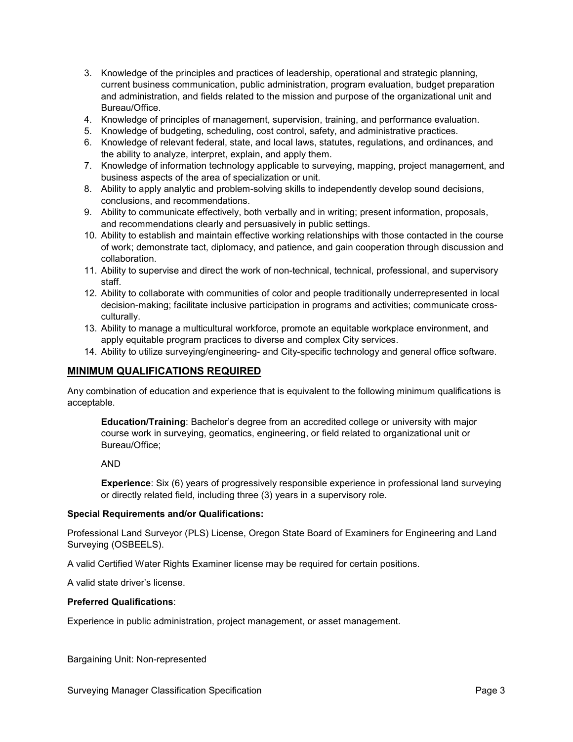3. Knowledge of the principles and practices of leadership, operational and strategic planning, current business communication, public administration, program evaluation, budget preparation and administration, and fields related to the mission and purpose of the organizational unit and Bureau/Office.
4. Knowledge of principles of management, supervision, training, and performance evaluation.
5. Knowledge of budgeting, scheduling, cost control, safety, and administrative practices.
6. Knowledge of relevant federal, state, and local laws, statutes, regulations, and ordinances, and the ability to analyze, interpret, explain, and apply them.
7. Knowledge of information technology applicable to surveying, mapping, project management, and business aspects of the area of specialization or unit.
8. Ability to apply analytic and problem-solving skills to independently develop sound decisions, conclusions, and recommendations.
9. Ability to communicate effectively, both verbally and in writing; present information, proposals, and recommendations clearly and persuasively in public settings.
10. Ability to establish and maintain effective working relationships with those contacted in the course of work; demonstrate tact, diplomacy, and patience, and gain cooperation through discussion and collaboration.
11. Ability to supervise and direct the work of non-technical, technical, professional, and supervisory staff.
12. Ability to collaborate with communities of color and people traditionally underrepresented in local decision-making; facilitate inclusive participation in programs and activities; communicate cross-culturally.
13. Ability to manage a multicultural workforce, promote an equitable workplace environment, and apply equitable program practices to diverse and complex City services.
14. Ability to utilize surveying/engineering- and City-specific technology and general office software.

## MINIMUM QUALIFICATIONS REQUIRED

Any combination of education and experience that is equivalent to the following minimum qualifications is acceptable.

> **Education/Training**: Bachelor's degree from an accredited college or university with major course work in surveying, geomatics, engineering, or field related to organizational unit or Bureau/Office;
>
> AND
>
> **Experience**: Six (6) years of progressively responsible experience in professional land surveying or directly related field, including three (3) years in a supervisory role.

**Special Requirements and/or Qualifications:**

Professional Land Surveyor (PLS) License, Oregon State Board of Examiners for Engineering and Land Surveying (OSBEELS).

A valid Certified Water Rights Examiner license may be required for certain positions.

A valid state driver's license.

**Preferred Qualifications**:

Experience in public administration, project management, or asset management.

Bargaining Unit: Non-represented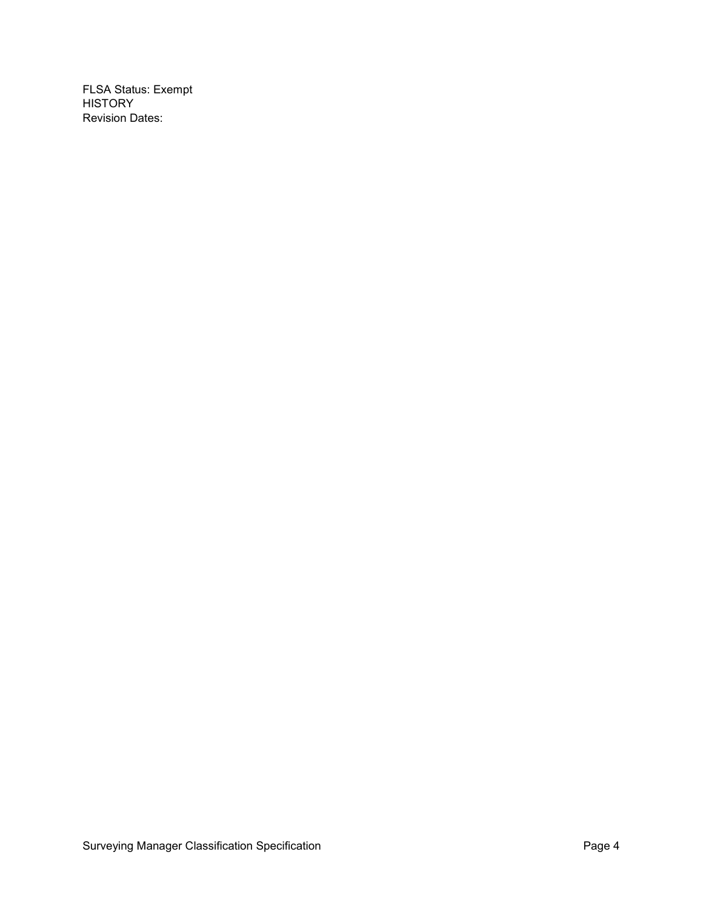FLSA Status: Exempt
HISTORY
Revision Dates: